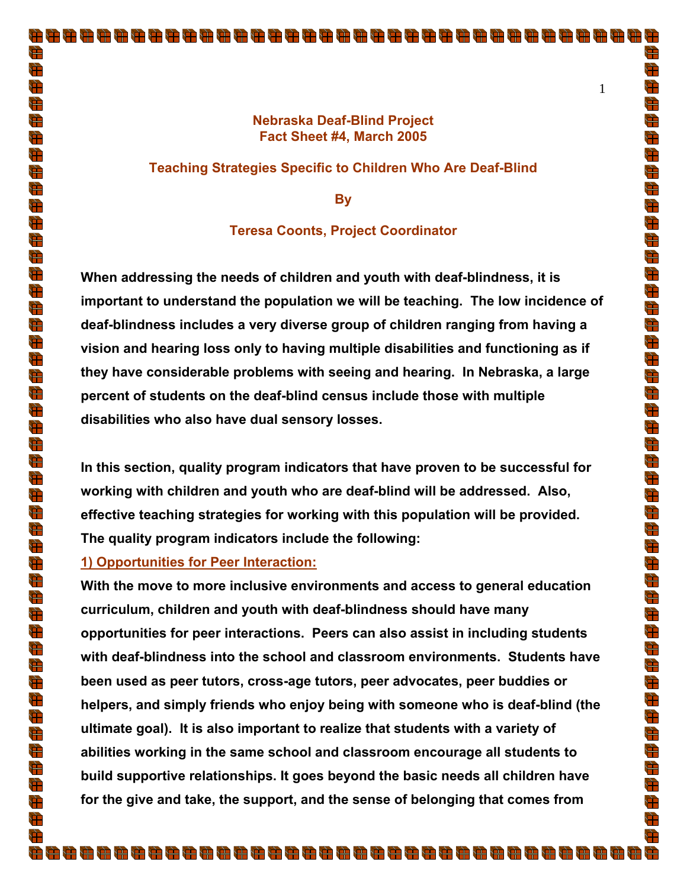# Nebraska Deaf-Blind Project
## Fact Sheet #4, March 2005

## Teaching Strategies Specific to Children Who Are Deaf-Blind

**By**

**Teresa Coonts, Project Coordinator**

**When addressing the needs of children and youth with deaf-blindness, it is important to understand the population we will be teaching. The low incidence of deaf-blindness includes a very diverse group of children ranging from having a vision and hearing loss only to having multiple disabilities and functioning as if they have considerable problems with seeing and hearing. In Nebraska, a large percent of students on the deaf-blind census include those with multiple disabilities who also have dual sensory losses.**

**In this section, quality program indicators that have proven to be successful for working with children and youth who are deaf-blind will be addressed. Also, effective teaching strategies for working with this population will be provided. The quality program indicators include the following:**

### 1) Opportunities for Peer Interaction:

**With the move to more inclusive environments and access to general education curriculum, children and youth with deaf-blindness should have many opportunities for peer interactions. Peers can also assist in including students with deaf-blindness into the school and classroom environments. Students have been used as peer tutors, cross-age tutors, peer advocates, peer buddies or helpers, and simply friends who enjoy being with someone who is deaf-blind (the ultimate goal). It is also important to realize that students with a variety of abilities working in the same school and classroom encourage all students to build supportive relationships. It goes beyond the basic needs all children have for the give and take, the support, and the sense of belonging that comes from**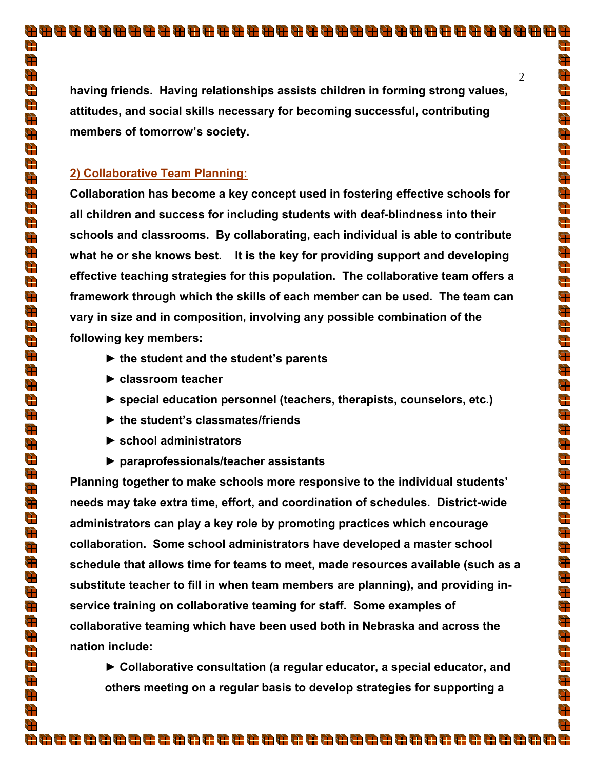**having friends. Having relationships assists children in forming strong values, attitudes, and social skills necessary for becoming successful, contributing members of tomorrow's society.**

## 2) Collaborative Team Planning:

**Collaboration has become a key concept used in fostering effective schools for all children and success for including students with deaf-blindness into their schools and classrooms. By collaborating, each individual is able to contribute what he or she knows best. It is the key for providing support and developing effective teaching strategies for this population. The collaborative team offers a framework through which the skills of each member can be used. The team can vary in size and in composition, involving any possible combination of the following key members:**

- **the student and the student's parents**
- **classroom teacher**
- **special education personnel (teachers, therapists, counselors, etc.)**
- **the student's classmates/friends**
- **school administrators**
- **paraprofessionals/teacher assistants**

**Planning together to make schools more responsive to the individual students' needs may take extra time, effort, and coordination of schedules. District-wide administrators can play a key role by promoting practices which encourage collaboration. Some school administrators have developed a master school schedule that allows time for teams to meet, made resources available (such as a substitute teacher to fill in when team members are planning), and providing in-service training on collaborative teaming for staff. Some examples of collaborative teaming which have been used both in Nebraska and across the nation include:**

- **Collaborative consultation (a regular educator, a special educator, and others meeting on a regular basis to develop strategies for supporting a**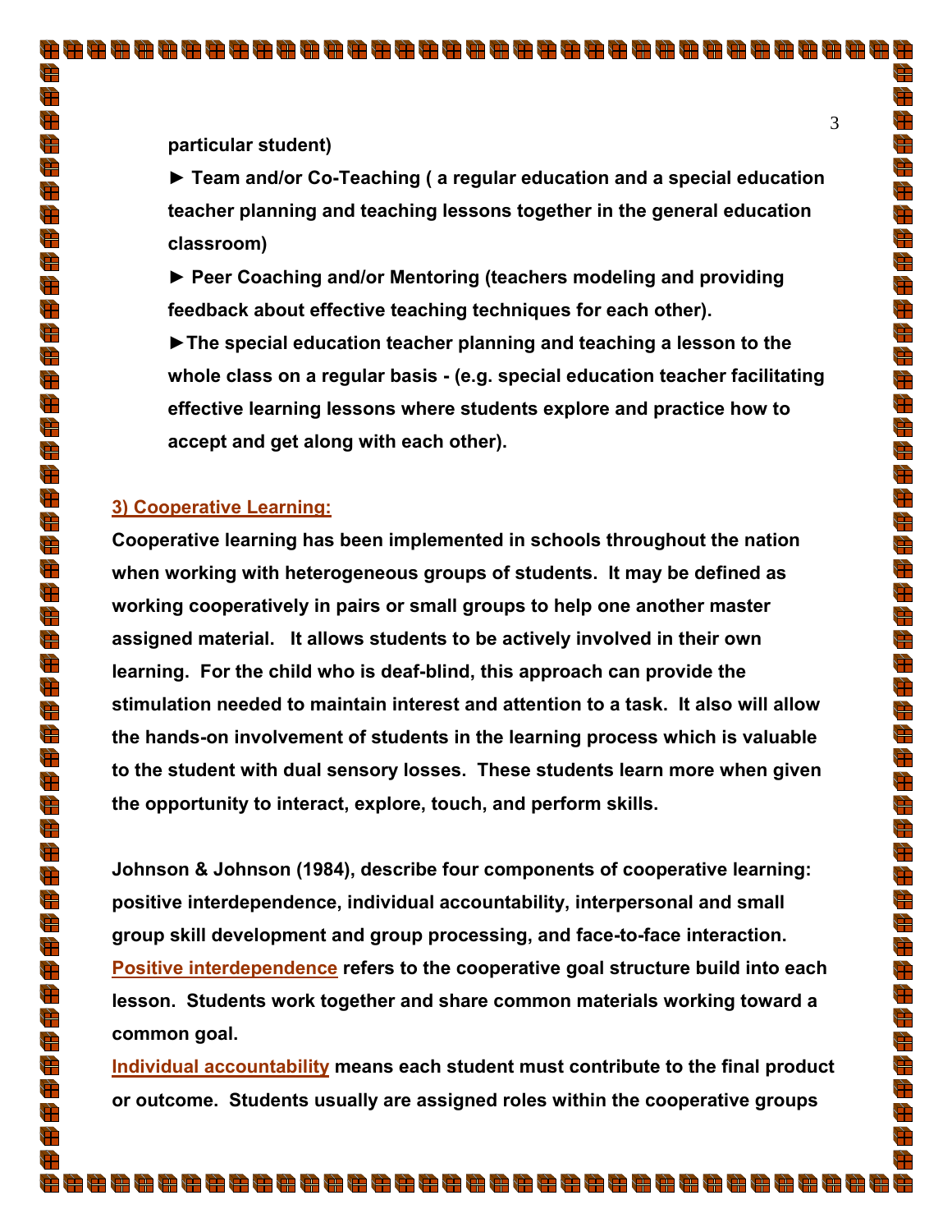**particular student)**

- **► Team and/or Co-Teaching ( a regular education and a special education teacher planning and teaching lessons together in the general education classroom)**
- **► Peer Coaching and/or Mentoring (teachers modeling and providing feedback about effective teaching techniques for each other).**
- **►The special education teacher planning and teaching a lesson to the whole class on a regular basis - (e.g. special education teacher facilitating effective learning lessons where students explore and practice how to accept and get along with each other).**

## 3) Cooperative Learning:

**Cooperative learning has been implemented in schools throughout the nation when working with heterogeneous groups of students. It may be defined as working cooperatively in pairs or small groups to help one another master assigned material. It allows students to be actively involved in their own learning. For the child who is deaf-blind, this approach can provide the stimulation needed to maintain interest and attention to a task. It also will allow the hands-on involvement of students in the learning process which is valuable to the student with dual sensory losses. These students learn more when given the opportunity to interact, explore, touch, and perform skills.**

**Johnson & Johnson (1984), describe four components of cooperative learning: positive interdependence, individual accountability, interpersonal and small group skill development and group processing, and face-to-face interaction.**
**Positive interdependence refers to the cooperative goal structure build into each lesson. Students work together and share common materials working toward a common goal.**
**Individual accountability means each student must contribute to the final product or outcome. Students usually are assigned roles within the cooperative groups**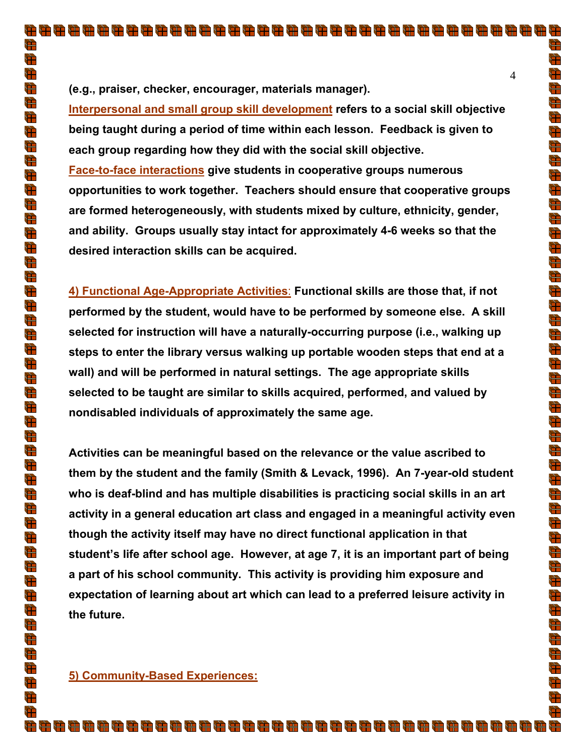**(e.g., praiser, checker, encourager, materials manager).**

**Interpersonal and small group skill development refers to a social skill objective being taught during a period of time within each lesson. Feedback is given to each group regarding how they did with the social skill objective.**

**Face-to-face interactions give students in cooperative groups numerous opportunities to work together. Teachers should ensure that cooperative groups are formed heterogeneously, with students mixed by culture, ethnicity, gender, and ability. Groups usually stay intact for approximately 4-6 weeks so that the desired interaction skills can be acquired.**

**4) Functional Age-Appropriate Activities: Functional skills are those that, if not performed by the student, would have to be performed by someone else. A skill selected for instruction will have a naturally-occurring purpose (i.e., walking up steps to enter the library versus walking up portable wooden steps that end at a wall) and will be performed in natural settings. The age appropriate skills selected to be taught are similar to skills acquired, performed, and valued by nondisabled individuals of approximately the same age.**

**Activities can be meaningful based on the relevance or the value ascribed to them by the student and the family (Smith & Levack, 1996). An 7-year-old student who is deaf-blind and has multiple disabilities is practicing social skills in an art activity in a general education art class and engaged in a meaningful activity even though the activity itself may have no direct functional application in that student's life after school age. However, at age 7, it is an important part of being a part of his school community. This activity is providing him exposure and expectation of learning about art which can lead to a preferred leisure activity in the future.**

**5) Community-Based Experiences:**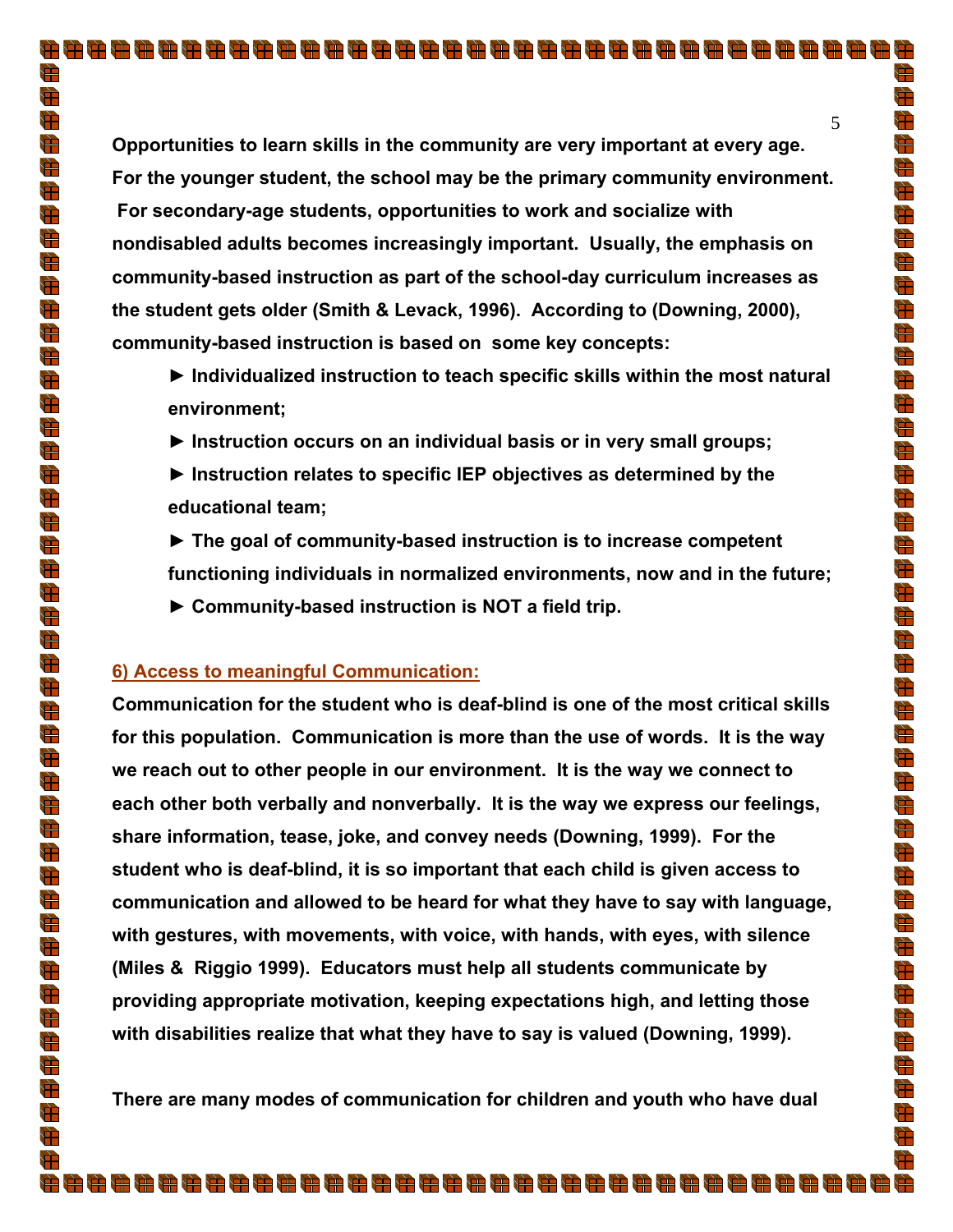**Opportunities to learn skills in the community are very important at every age. For the younger student, the school may be the primary community environment. For secondary-age students, opportunities to work and socialize with nondisabled adults becomes increasingly important. Usually, the emphasis on community-based instruction as part of the school-day curriculum increases as the student gets older (Smith & Levack, 1996). According to (Downing, 2000), community-based instruction is based on some key concepts:**

- **► Individualized instruction to teach specific skills within the most natural environment;**
- **► Instruction occurs on an individual basis or in very small groups;**
- **► Instruction relates to specific IEP objectives as determined by the educational team;**
- **► The goal of community-based instruction is to increase competent functioning individuals in normalized environments, now and in the future;**
- **► Community-based instruction is NOT a field trip.**

**6) Access to meaningful Communication:**

**Communication for the student who is deaf-blind is one of the most critical skills for this population. Communication is more than the use of words. It is the way we reach out to other people in our environment. It is the way we connect to each other both verbally and nonverbally. It is the way we express our feelings, share information, tease, joke, and convey needs (Downing, 1999). For the student who is deaf-blind, it is so important that each child is given access to communication and allowed to be heard for what they have to say with language, with gestures, with movements, with voice, with hands, with eyes, with silence (Miles & Riggio 1999). Educators must help all students communicate by providing appropriate motivation, keeping expectations high, and letting those with disabilities realize that what they have to say is valued (Downing, 1999).**

**There are many modes of communication for children and youth who have dual**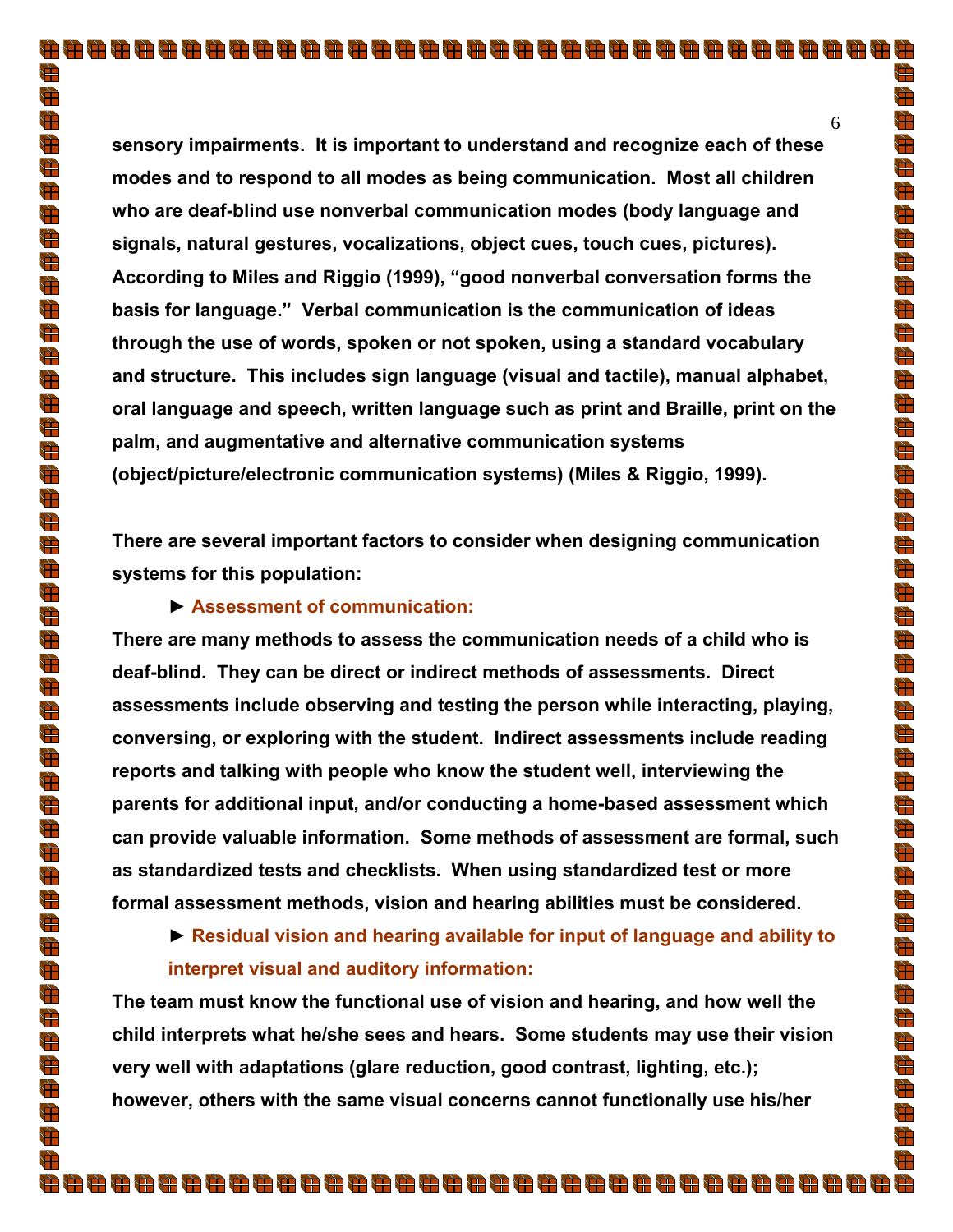**sensory impairments. It is important to understand and recognize each of these modes and to respond to all modes as being communication. Most all children who are deaf-blind use nonverbal communication modes (body language and signals, natural gestures, vocalizations, object cues, touch cues, pictures). According to Miles and Riggio (1999), "good nonverbal conversation forms the basis for language." Verbal communication is the communication of ideas through the use of words, spoken or not spoken, using a standard vocabulary and structure. This includes sign language (visual and tactile), manual alphabet, oral language and speech, written language such as print and Braille, print on the palm, and augmentative and alternative communication systems (object/picture/electronic communication systems) (Miles & Riggio, 1999).**

**There are several important factors to consider when designing communication systems for this population:**

► **Assessment of communication:**

**There are many methods to assess the communication needs of a child who is deaf-blind. They can be direct or indirect methods of assessments. Direct assessments include observing and testing the person while interacting, playing, conversing, or exploring with the student. Indirect assessments include reading reports and talking with people who know the student well, interviewing the parents for additional input, and/or conducting a home-based assessment which can provide valuable information. Some methods of assessment are formal, such as standardized tests and checklists. When using standardized test or more formal assessment methods, vision and hearing abilities must be considered.**

► **Residual vision and hearing available for input of language and ability to interpret visual and auditory information:**

**The team must know the functional use of vision and hearing, and how well the child interprets what he/she sees and hears. Some students may use their vision very well with adaptations (glare reduction, good contrast, lighting, etc.); however, others with the same visual concerns cannot functionally use his/her**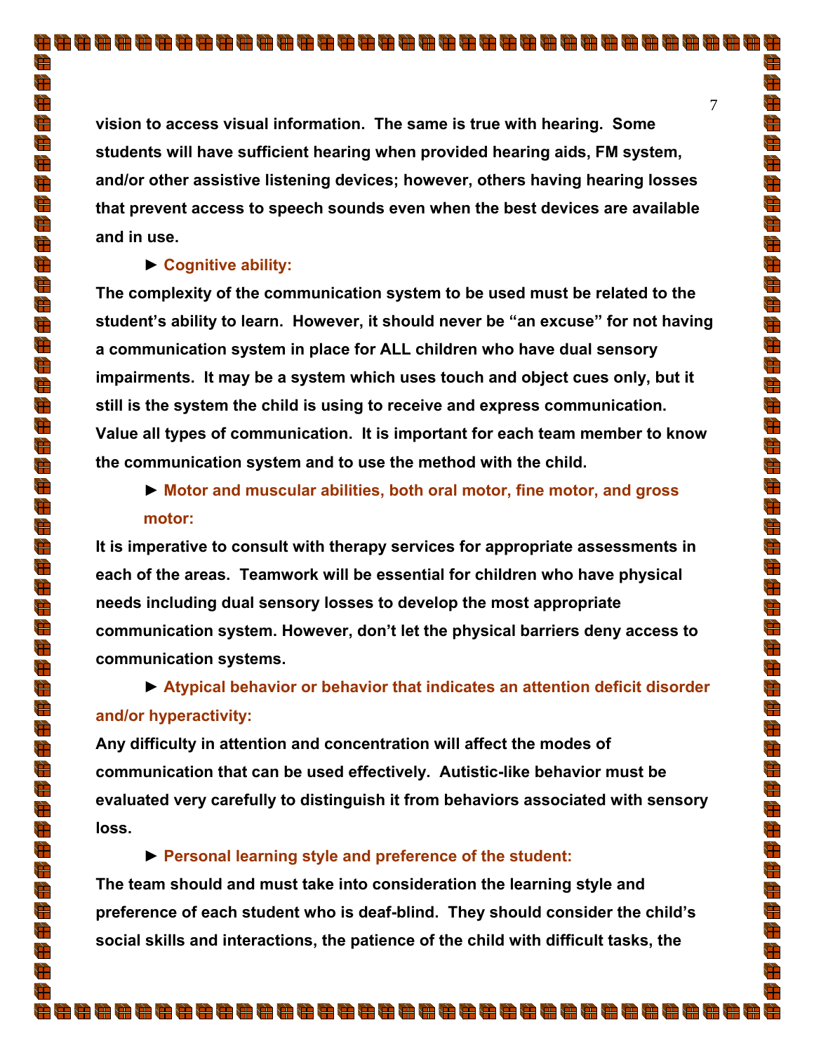vision to access visual information. The same is true with hearing. Some students will have sufficient hearing when provided hearing aids, FM system, and/or other assistive listening devices; however, others having hearing losses that prevent access to speech sounds even when the best devices are available and in use.

► **Cognitive ability:**

The complexity of the communication system to be used must be related to the student's ability to learn. However, it should never be "an excuse" for not having a communication system in place for ALL children who have dual sensory impairments. It may be a system which uses touch and object cues only, but it still is the system the child is using to receive and express communication. Value all types of communication. It is important for each team member to know the communication system and to use the method with the child.

► **Motor and muscular abilities, both oral motor, fine motor, and gross motor:**

It is imperative to consult with therapy services for appropriate assessments in each of the areas. Teamwork will be essential for children who have physical needs including dual sensory losses to develop the most appropriate communication system. However, don't let the physical barriers deny access to communication systems.

► **Atypical behavior or behavior that indicates an attention deficit disorder and/or hyperactivity:**

Any difficulty in attention and concentration will affect the modes of communication that can be used effectively. Autistic-like behavior must be evaluated very carefully to distinguish it from behaviors associated with sensory loss.

► **Personal learning style and preference of the student:**

The team should and must take into consideration the learning style and preference of each student who is deaf-blind. They should consider the child's social skills and interactions, the patience of the child with difficult tasks, the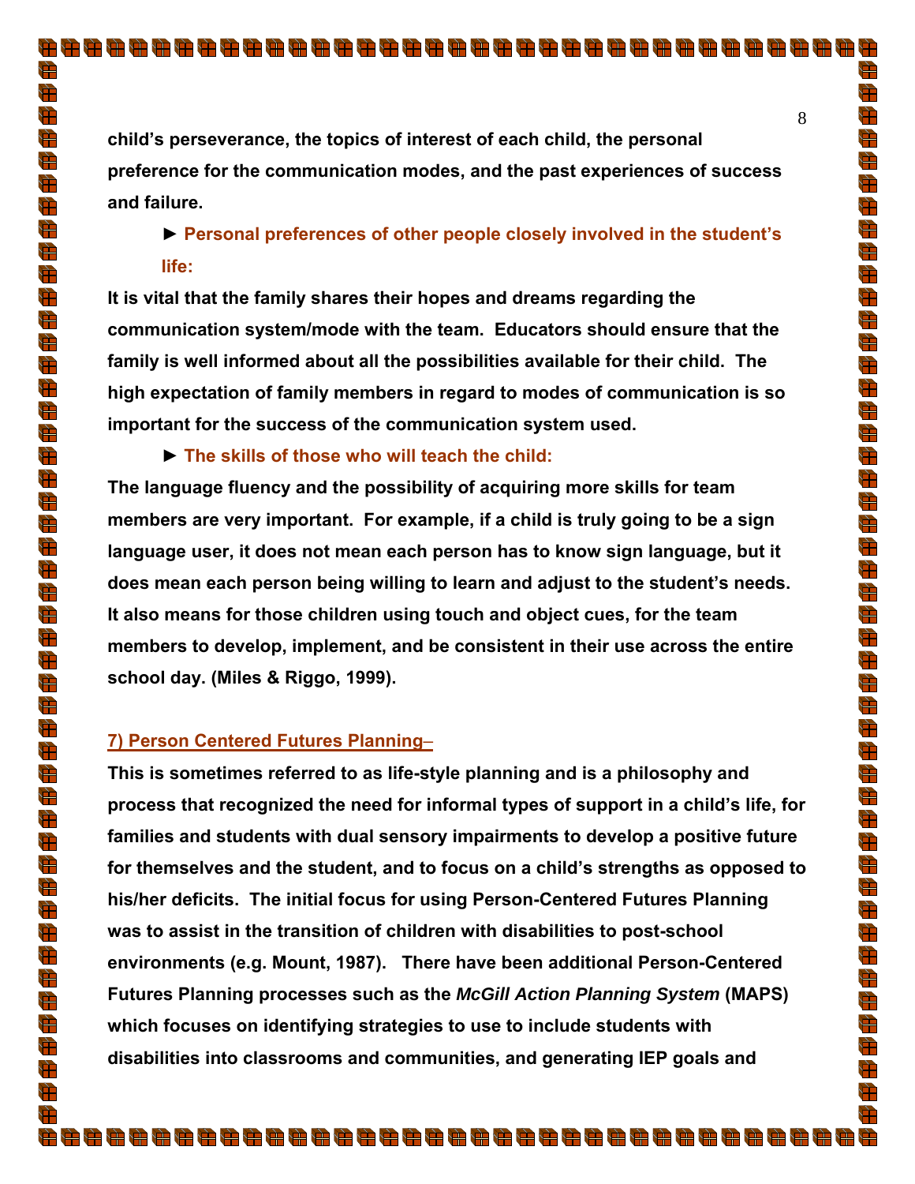**child's perseverance, the topics of interest of each child, the personal preference for the communication modes, and the past experiences of success and failure.**

**► Personal preferences of other people closely involved in the student's life:**

**It is vital that the family shares their hopes and dreams regarding the communication system/mode with the team. Educators should ensure that the family is well informed about all the possibilities available for their child. The high expectation of family members in regard to modes of communication is so important for the success of the communication system used.**

**► The skills of those who will teach the child:**

**The language fluency and the possibility of acquiring more skills for team members are very important. For example, if a child is truly going to be a sign language user, it does not mean each person has to know sign language, but it does mean each person being willing to learn and adjust to the student's needs. It also means for those children using touch and object cues, for the team members to develop, implement, and be consistent in their use across the entire school day. (Miles & Riggo, 1999).**

## 7) Person Centered Futures Planning–

**This is sometimes referred to as life-style planning and is a philosophy and process that recognized the need for informal types of support in a child's life, for families and students with dual sensory impairments to develop a positive future for themselves and the student, and to focus on a child's strengths as opposed to his/her deficits. The initial focus for using Person-Centered Futures Planning was to assist in the transition of children with disabilities to post-school environments (e.g. Mount, 1987). There have been additional Person-Centered Futures Planning processes such as the *McGill Action Planning System* (MAPS) which focuses on identifying strategies to use to include students with disabilities into classrooms and communities, and generating IEP goals and**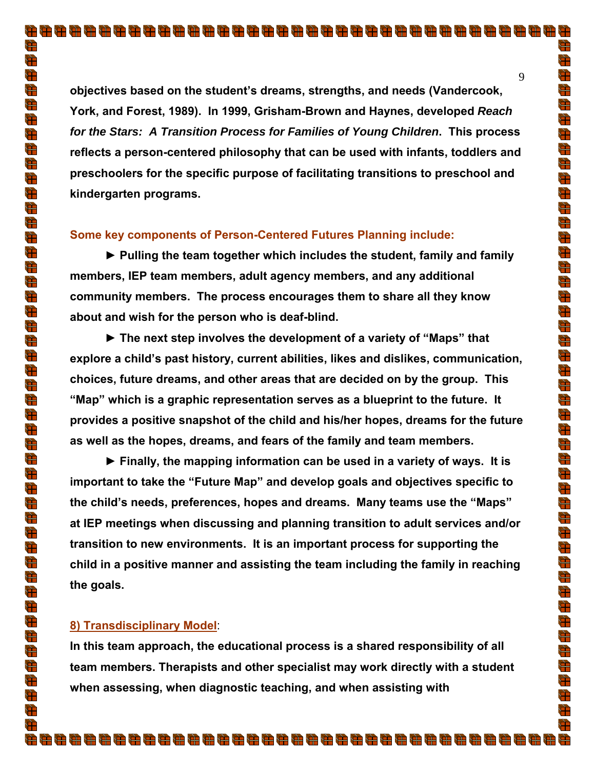**objectives based on the student's dreams, strengths, and needs (Vandercook, York, and Forest, 1989). In 1999, Grisham-Brown and Haynes, developed *Reach for the Stars: A Transition Process for Families of Young Children*. This process reflects a person-centered philosophy that can be used with infants, toddlers and preschoolers for the specific purpose of facilitating transitions to preschool and kindergarten programs.**

**Some key components of Person-Centered Futures Planning include:**

**► Pulling the team together which includes the student, family and family members, IEP team members, adult agency members, and any additional community members. The process encourages them to share all they know about and wish for the person who is deaf-blind.**

**► The next step involves the development of a variety of "Maps" that explore a child's past history, current abilities, likes and dislikes, communication, choices, future dreams, and other areas that are decided on by the group. This "Map" which is a graphic representation serves as a blueprint to the future. It provides a positive snapshot of the child and his/her hopes, dreams for the future as well as the hopes, dreams, and fears of the family and team members.**

**► Finally, the mapping information can be used in a variety of ways. It is important to take the "Future Map" and develop goals and objectives specific to the child's needs, preferences, hopes and dreams. Many teams use the "Maps" at IEP meetings when discussing and planning transition to adult services and/or transition to new environments. It is an important process for supporting the child in a positive manner and assisting the team including the family in reaching the goals.**

## 8) Transdisciplinary Model:

**In this team approach, the educational process is a shared responsibility of all team members. Therapists and other specialist may work directly with a student when assessing, when diagnostic teaching, and when assisting with**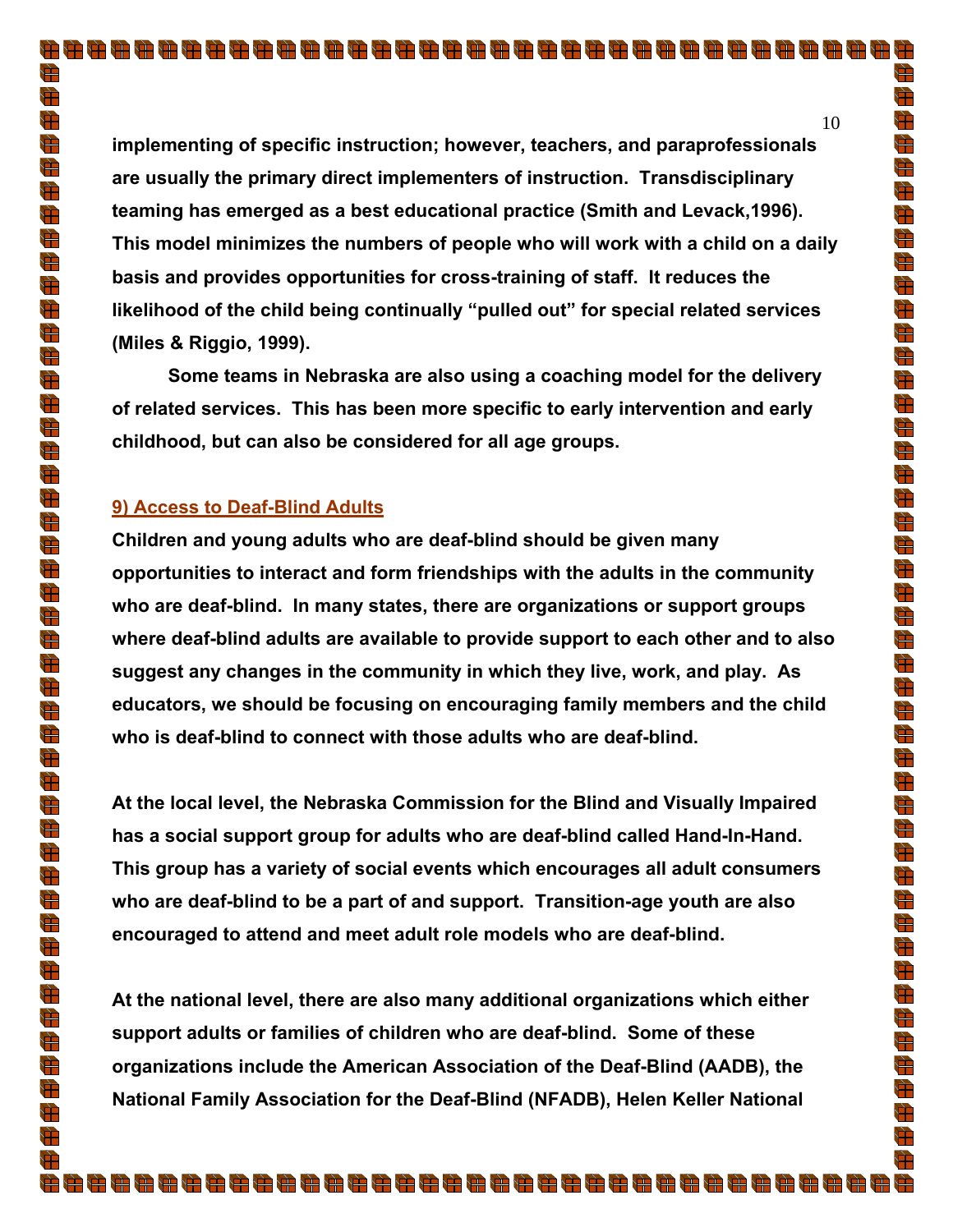**implementing of specific instruction; however, teachers, and paraprofessionals are usually the primary direct implementers of instruction. Transdisciplinary teaming has emerged as a best educational practice (Smith and Levack,1996). This model minimizes the numbers of people who will work with a child on a daily basis and provides opportunities for cross-training of staff. It reduces the likelihood of the child being continually "pulled out" for special related services (Miles & Riggio, 1999).**

**Some teams in Nebraska are also using a coaching model for the delivery of related services. This has been more specific to early intervention and early childhood, but can also be considered for all age groups.**

## 9) Access to Deaf-Blind Adults

**Children and young adults who are deaf-blind should be given many opportunities to interact and form friendships with the adults in the community who are deaf-blind. In many states, there are organizations or support groups where deaf-blind adults are available to provide support to each other and to also suggest any changes in the community in which they live, work, and play. As educators, we should be focusing on encouraging family members and the child who is deaf-blind to connect with those adults who are deaf-blind.**

**At the local level, the Nebraska Commission for the Blind and Visually Impaired has a social support group for adults who are deaf-blind called Hand-In-Hand. This group has a variety of social events which encourages all adult consumers who are deaf-blind to be a part of and support. Transition-age youth are also encouraged to attend and meet adult role models who are deaf-blind.**

**At the national level, there are also many additional organizations which either support adults or families of children who are deaf-blind. Some of these organizations include the American Association of the Deaf-Blind (AADB), the National Family Association for the Deaf-Blind (NFADB), Helen Keller National**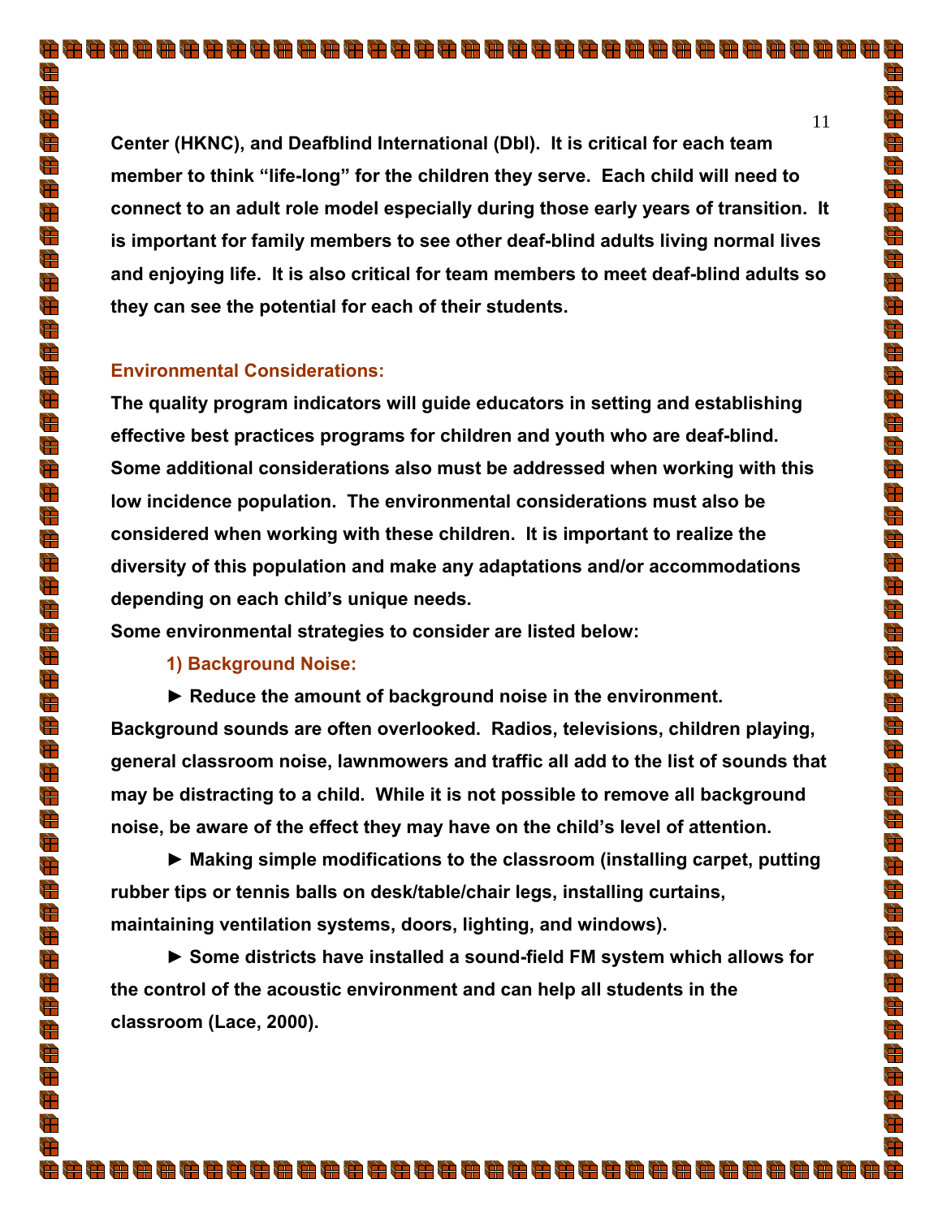**Center (HKNC), and Deafblind International (Dbl). It is critical for each team member to think "life-long" for the children they serve. Each child will need to connect to an adult role model especially during those early years of transition. It is important for family members to see other deaf-blind adults living normal lives and enjoying life. It is also critical for team members to meet deaf-blind adults so they can see the potential for each of their students.**

### Environmental Considerations:

**The quality program indicators will guide educators in setting and establishing effective best practices programs for children and youth who are deaf-blind. Some additional considerations also must be addressed when working with this low incidence population. The environmental considerations must also be considered when working with these children. It is important to realize the diversity of this population and make any adaptations and/or accommodations depending on each child's unique needs.**

**Some environmental strategies to consider are listed below:**

#### 1) Background Noise:

**► Reduce the amount of background noise in the environment. Background sounds are often overlooked. Radios, televisions, children playing, general classroom noise, lawnmowers and traffic all add to the list of sounds that may be distracting to a child. While it is not possible to remove all background noise, be aware of the effect they may have on the child's level of attention.**

**► Making simple modifications to the classroom (installing carpet, putting rubber tips or tennis balls on desk/table/chair legs, installing curtains, maintaining ventilation systems, doors, lighting, and windows).**

**► Some districts have installed a sound-field FM system which allows for the control of the acoustic environment and can help all students in the classroom (Lace, 2000).**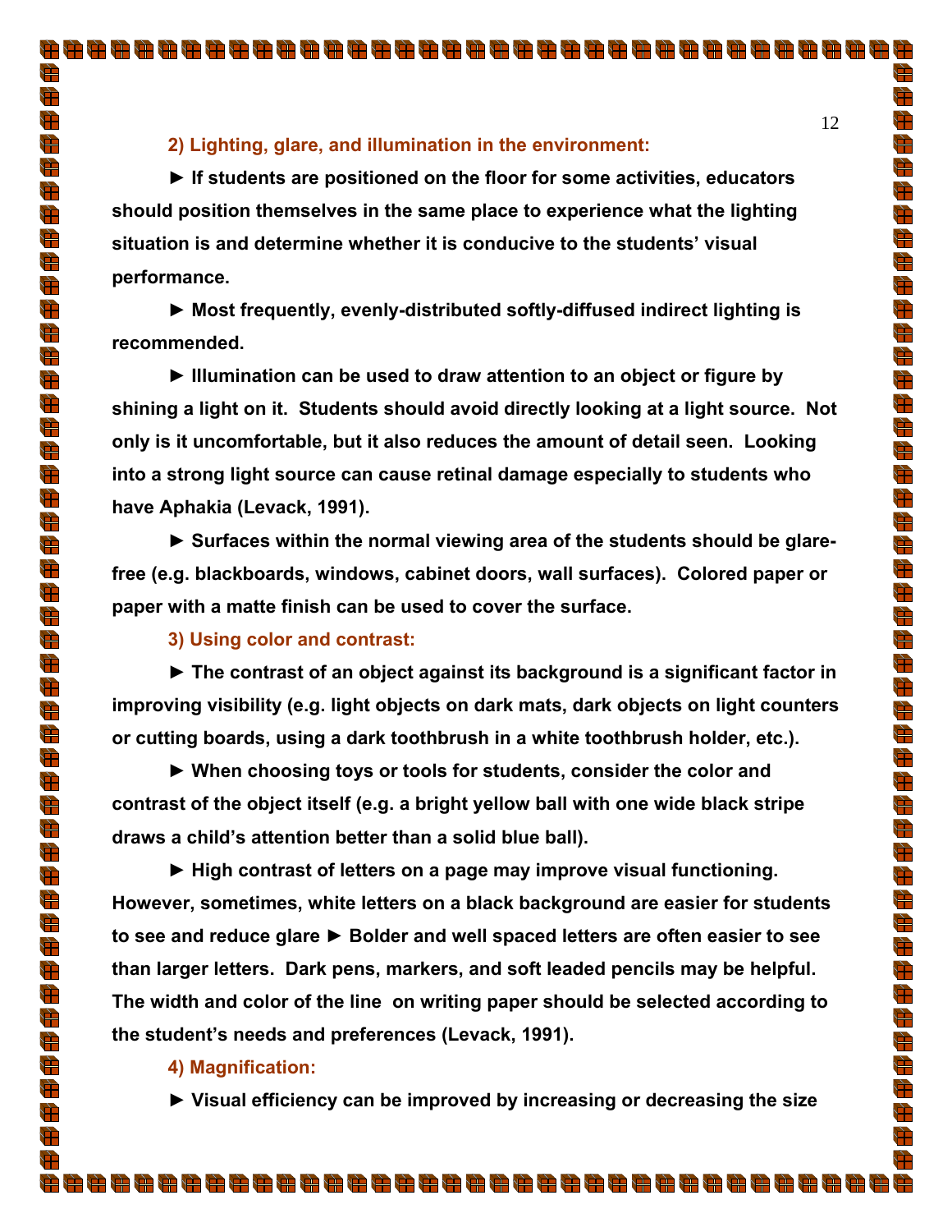**2) Lighting, glare, and illumination in the environment:**

**► If students are positioned on the floor for some activities, educators should position themselves in the same place to experience what the lighting situation is and determine whether it is conducive to the students' visual performance.**

**► Most frequently, evenly-distributed softly-diffused indirect lighting is recommended.**

**► Illumination can be used to draw attention to an object or figure by shining a light on it. Students should avoid directly looking at a light source. Not only is it uncomfortable, but it also reduces the amount of detail seen. Looking into a strong light source can cause retinal damage especially to students who have Aphakia (Levack, 1991).**

**► Surfaces within the normal viewing area of the students should be glare-free (e.g. blackboards, windows, cabinet doors, wall surfaces). Colored paper or paper with a matte finish can be used to cover the surface.**

**3) Using color and contrast:**

**► The contrast of an object against its background is a significant factor in improving visibility (e.g. light objects on dark mats, dark objects on light counters or cutting boards, using a dark toothbrush in a white toothbrush holder, etc.).**

**► When choosing toys or tools for students, consider the color and contrast of the object itself (e.g. a bright yellow ball with one wide black stripe draws a child's attention better than a solid blue ball).**

**► High contrast of letters on a page may improve visual functioning. However, sometimes, white letters on a black background are easier for students to see and reduce glare ► Bolder and well spaced letters are often easier to see than larger letters. Dark pens, markers, and soft leaded pencils may be helpful. The width and color of the line on writing paper should be selected according to the student's needs and preferences (Levack, 1991).**

**4) Magnification:**

**► Visual efficiency can be improved by increasing or decreasing the size**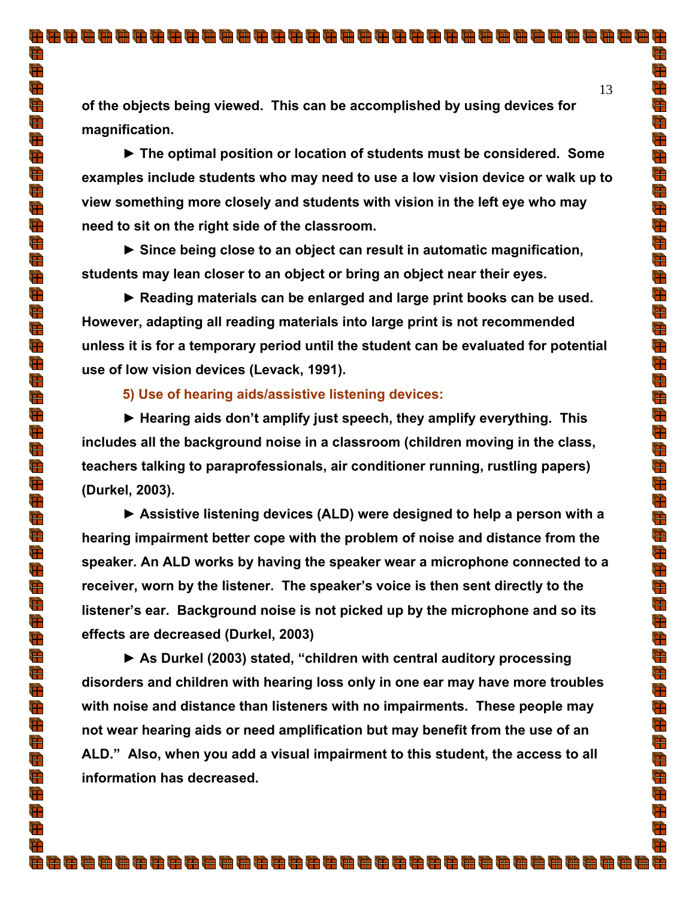**of the objects being viewed. This can be accomplished by using devices for magnification.**

**► The optimal position or location of students must be considered. Some examples include students who may need to use a low vision device or walk up to view something more closely and students with vision in the left eye who may need to sit on the right side of the classroom.**

**► Since being close to an object can result in automatic magnification, students may lean closer to an object or bring an object near their eyes.**

**► Reading materials can be enlarged and large print books can be used. However, adapting all reading materials into large print is not recommended unless it is for a temporary period until the student can be evaluated for potential use of low vision devices (Levack, 1991).**

**5) Use of hearing aids/assistive listening devices:**

**► Hearing aids don't amplify just speech, they amplify everything. This includes all the background noise in a classroom (children moving in the class, teachers talking to paraprofessionals, air conditioner running, rustling papers) (Durkel, 2003).**

**► Assistive listening devices (ALD) were designed to help a person with a hearing impairment better cope with the problem of noise and distance from the speaker. An ALD works by having the speaker wear a microphone connected to a receiver, worn by the listener. The speaker's voice is then sent directly to the listener's ear. Background noise is not picked up by the microphone and so its effects are decreased (Durkel, 2003)**

**► As Durkel (2003) stated, "children with central auditory processing disorders and children with hearing loss only in one ear may have more troubles with noise and distance than listeners with no impairments. These people may not wear hearing aids or need amplification but may benefit from the use of an ALD." Also, when you add a visual impairment to this student, the access to all information has decreased.**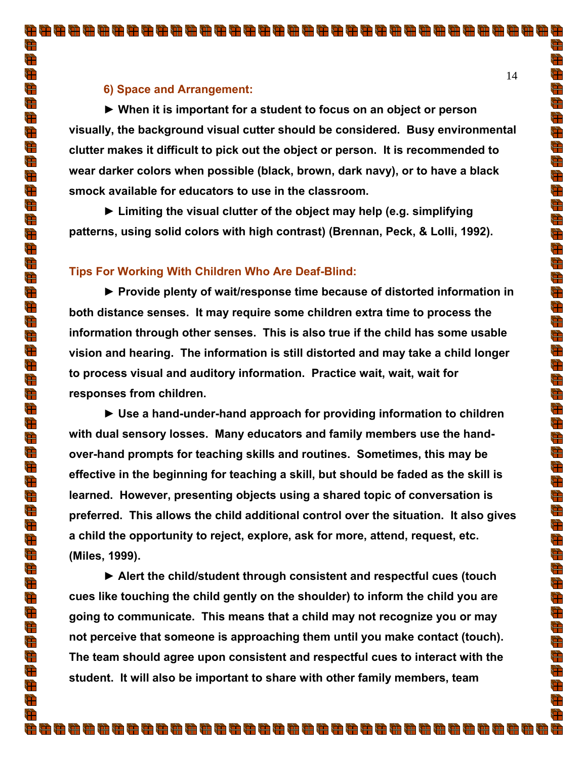### 6) Space and Arrangement:

► **When it is important for a student to focus on an object or person visually, the background visual cutter should be considered. Busy environmental clutter makes it difficult to pick out the object or person. It is recommended to wear darker colors when possible (black, brown, dark navy), or to have a black smock available for educators to use in the classroom.**

► **Limiting the visual clutter of the object may help (e.g. simplifying patterns, using solid colors with high contrast) (Brennan, Peck, & Lolli, 1992).**

### Tips For Working With Children Who Are Deaf-Blind:

► **Provide plenty of wait/response time because of distorted information in both distance senses. It may require some children extra time to process the information through other senses. This is also true if the child has some usable vision and hearing. The information is still distorted and may take a child longer to process visual and auditory information. Practice wait, wait, wait for responses from children.**

► **Use a hand-under-hand approach for providing information to children with dual sensory losses. Many educators and family members use the hand-over-hand prompts for teaching skills and routines. Sometimes, this may be effective in the beginning for teaching a skill, but should be faded as the skill is learned. However, presenting objects using a shared topic of conversation is preferred. This allows the child additional control over the situation. It also gives a child the opportunity to reject, explore, ask for more, attend, request, etc. (Miles, 1999).**

► **Alert the child/student through consistent and respectful cues (touch cues like touching the child gently on the shoulder) to inform the child you are going to communicate. This means that a child may not recognize you or may not perceive that someone is approaching them until you make contact (touch). The team should agree upon consistent and respectful cues to interact with the student. It will also be important to share with other family members, team**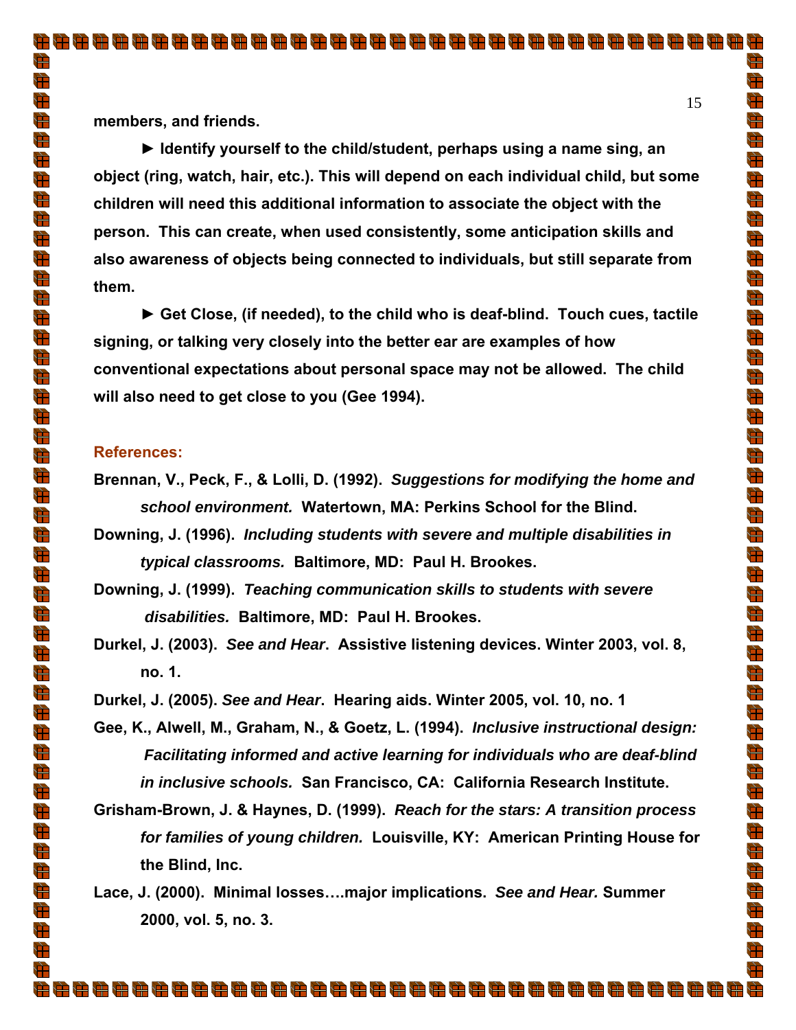**members, and friends.**

**► Identify yourself to the child/student, perhaps using a name sing, an object (ring, watch, hair, etc.). This will depend on each individual child, but some children will need this additional information to associate the object with the person. This can create, when used consistently, some anticipation skills and also awareness of objects being connected to individuals, but still separate from them.**

**► Get Close, (if needed), to the child who is deaf-blind. Touch cues, tactile signing, or talking very closely into the better ear are examples of how conventional expectations about personal space may not be allowed. The child will also need to get close to you (Gee 1994).**

## References:

**Brennan, V., Peck, F., & Lolli, D. (1992). *Suggestions for modifying the home and school environment.* Watertown, MA: Perkins School for the Blind.**

**Downing, J. (1996). *Including students with severe and multiple disabilities in typical classrooms.* Baltimore, MD: Paul H. Brookes.**

**Downing, J. (1999). *Teaching communication skills to students with severe disabilities.* Baltimore, MD: Paul H. Brookes.**

**Durkel, J. (2003). *See and Hear*. Assistive listening devices. Winter 2003, vol. 8, no. 1.**

**Durkel, J. (2005). *See and Hear*. Hearing aids. Winter 2005, vol. 10, no. 1**

**Gee, K., Alwell, M., Graham, N., & Goetz, L. (1994). *Inclusive instructional design: Facilitating informed and active learning for individuals who are deaf-blind in inclusive schools.* San Francisco, CA: California Research Institute.**

**Grisham-Brown, J. & Haynes, D. (1999). *Reach for the stars: A transition process for families of young children.* Louisville, KY: American Printing House for the Blind, Inc.**

**Lace, J. (2000). Minimal losses….major implications. *See and Hear.* Summer 2000, vol. 5, no. 3.**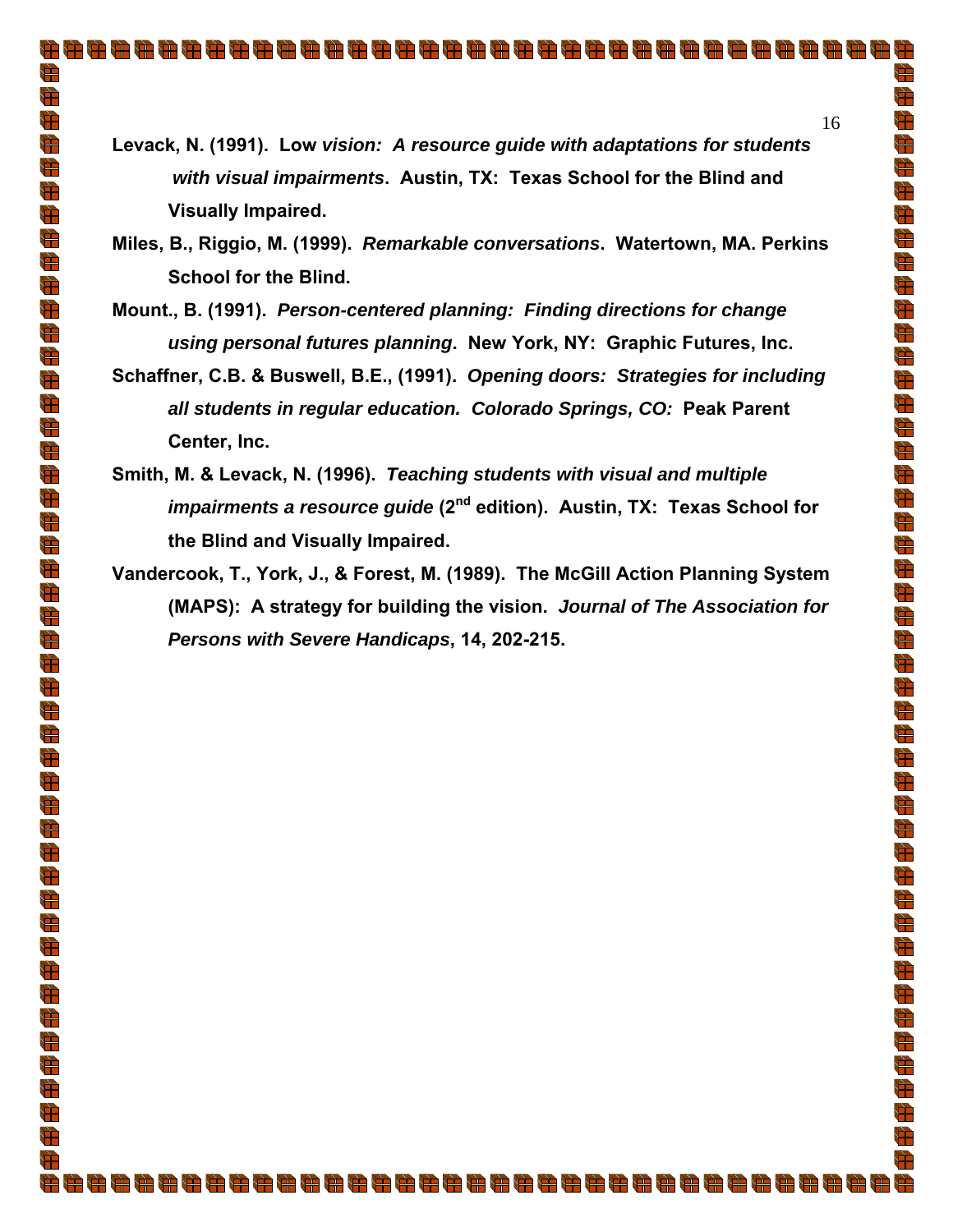Levack, N. (1991). Low *vision: A resource guide with adaptations for students with visual impairments*. Austin, TX: Texas School for the Blind and Visually Impaired.

Miles, B., Riggio, M. (1999). *Remarkable conversations*. Watertown, MA. Perkins School for the Blind.

Mount., B. (1991). *Person-centered planning: Finding directions for change using personal futures planning*. New York, NY: Graphic Futures, Inc.

Schaffner, C.B. & Buswell, B.E., (1991). *Opening doors: Strategies for including all students in regular education. Colorado Springs, CO:* Peak Parent Center, Inc.

Smith, M. & Levack, N. (1996). *Teaching students with visual and multiple impairments a resource guide* (2nd edition). Austin, TX: Texas School for the Blind and Visually Impaired.

Vandercook, T., York, J., & Forest, M. (1989). The McGill Action Planning System (MAPS): A strategy for building the vision. *Journal of The Association for Persons with Severe Handicaps*, 14, 202-215.